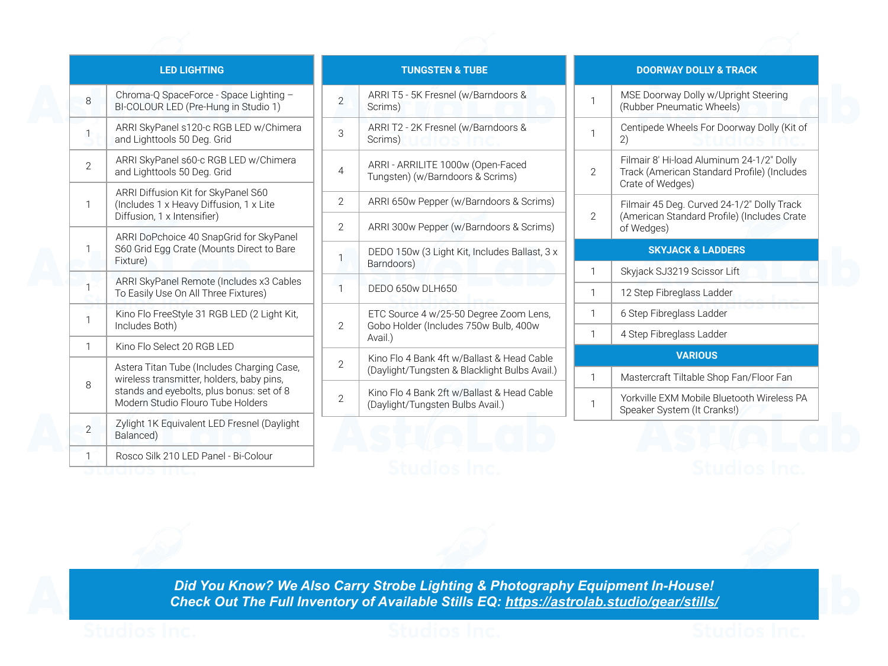| LED LIGHTING | |
|---|---|
| 8 | Chroma-Q SpaceForce - Space Lighting – BI-COLOUR LED (Pre-Hung in Studio 1) |
| 1 | ARRI SkyPanel s120-c RGB LED w/Chimera and Lighttools 50 Deg. Grid |
| 2 | ARRI SkyPanel s60-c RGB LED w/Chimera and Lighttools 50 Deg. Grid |
| 1 | ARRI Diffusion Kit for SkyPanel S60 (Includes 1 x Heavy Diffusion, 1 x Lite Diffusion, 1 x Intensifier) |
| 1 | ARRI DoPchoice 40 SnapGrid for SkyPanel S60 Grid Egg Crate (Mounts Direct to Bare Fixture) |
| 1 | ARRI SkyPanel Remote (Includes x3 Cables To Easily Use On All Three Fixtures) |
| 1 | Kino Flo FreeStyle 31 RGB LED (2 Light Kit, Includes Both) |
| 1 | Kino Flo Select 20 RGB LED |
| 8 | Astera Titan Tube (Includes Charging Case, wireless transmitter, holders, baby pins, stands and eyebolts, plus bonus: set of 8 Modern Studio Flouro Tube Holders |
| 2 | Zylight 1K Equivalent LED Fresnel (Daylight Balanced) |
| 1 | Rosco Silk 210 LED Panel - Bi-Colour |

| TUNGSTEN & TUBE | |
|---|---|
| 2 | ARRI T5 - 5K Fresnel (w/Barndoors & Scrims) |
| 3 | ARRI T2 - 2K Fresnel (w/Barndoors & Scrims) |
| 4 | ARRI - ARRILITE 1000w (Open-Faced Tungsten) (w/Barndoors & Scrims) |
| 2 | ARRI 650w Pepper (w/Barndoors & Scrims) |
| 2 | ARRI 300w Pepper (w/Barndoors & Scrims) |
| 1 | DEDO 150w (3 Light Kit, Includes Ballast, 3 x Barndoors) |
| 1 | DEDO 650w DLH650 |
| 2 | ETC Source 4 w/25-50 Degree Zoom Lens, Gobo Holder (Includes 750w Bulb, 400w Avail.) |
| 2 | Kino Flo 4 Bank 4ft w/Ballast & Head Cable (Daylight/Tungsten & Blacklight Bulbs Avail.) |
| 2 | Kino Flo 4 Bank 2ft w/Ballast & Head Cable (Daylight/Tungsten Bulbs Avail.) |

| DOORWAY DOLLY & TRACK | |
|---|---|
| 1 | MSE Doorway Dolly w/Upright Steering (Rubber Pneumatic Wheels) |
| 1 | Centipede Wheels For Doorway Dolly (Kit of 2) |
| 2 | Filmair 8' Hi-load Aluminum 24-1/2" Dolly Track (American Standard Profile) (Includes Crate of Wedges) |
| 2 | Filmair 45 Deg. Curved 24-1/2" Dolly Track (American Standard Profile) (Includes Crate of Wedges) |
| **SKYJACK & LADDERS** | |
| 1 | Skyjack SJ3219 Scissor Lift |
| 1 | 12 Step Fibreglass Ladder |
| 1 | 6 Step Fibreglass Ladder |
| 1 | 4 Step Fibreglass Ladder |
| **VARIOUS** | |
| 1 | Mastercraft Tiltable Shop Fan/Floor Fan |
| 1 | Yorkville EXM Mobile Bluetooth Wireless PA Speaker System (It Cranks!) |

***Did You Know? We Also Carry Strobe Lighting & Photography Equipment In-House!***
***Check Out The Full Inventory of Available Stills EQ: https://astrolab.studio/gear/stills/***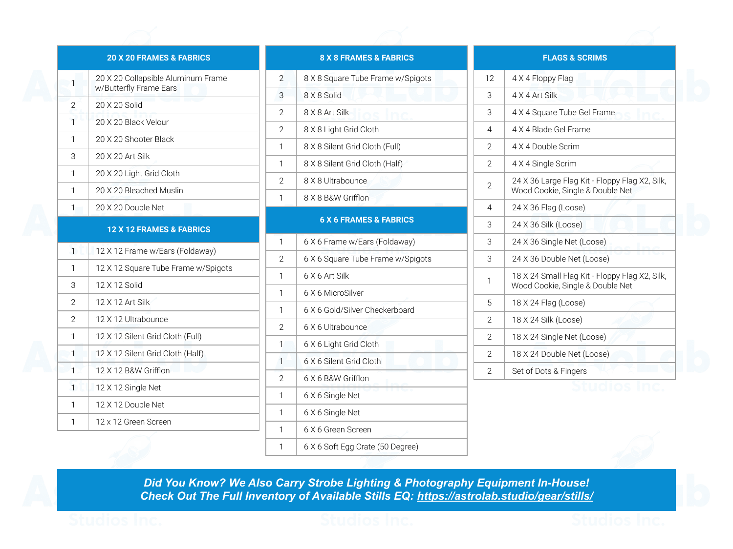| 20 X 20 FRAMES & FABRICS | |
|---|---|
| 1 | 20 X 20 Collapsible Aluminum Frame w/Butterfly Frame Ears |
| 2 | 20 X 20 Solid |
| 1 | 20 X 20 Black Velour |
| 1 | 20 X 20 Shooter Black |
| 3 | 20 X 20 Art Silk |
| 1 | 20 X 20 Light Grid Cloth |
| 1 | 20 X 20 Bleached Muslin |
| 1 | 20 X 20 Double Net |

| 12 X 12 FRAMES & FABRICS | |
|---|---|
| 1 | 12 X 12 Frame w/Ears (Foldaway) |
| 1 | 12 X 12 Square Tube Frame w/Spigots |
| 3 | 12 X 12 Solid |
| 2 | 12 X 12 Art Silk |
| 2 | 12 X 12 Ultrabounce |
| 1 | 12 X 12 Silent Grid Cloth (Full) |
| 1 | 12 X 12 Silent Grid Cloth (Half) |
| 1 | 12 X 12 B&W Grifflon |
| 1 | 12 X 12 Single Net |
| 1 | 12 X 12 Double Net |
| 1 | 12 x 12 Green Screen |

| 8 X 8 FRAMES & FABRICS | |
|---|---|
| 2 | 8 X 8 Square Tube Frame w/Spigots |
| 3 | 8 X 8 Solid |
| 2 | 8 X 8 Art Silk |
| 2 | 8 X 8 Light Grid Cloth |
| 1 | 8 X 8 Silent Grid Cloth (Full) |
| 1 | 8 X 8 Silent Grid Cloth (Half) |
| 2 | 8 X 8 Ultrabounce |
| 1 | 8 X 8 B&W Grifflon |

| 6 X 6 FRAMES & FABRICS | |
|---|---|
| 1 | 6 X 6 Frame w/Ears (Foldaway) |
| 2 | 6 X 6 Square Tube Frame w/Spigots |
| 1 | 6 X 6 Art Silk |
| 1 | 6 X 6 MicroSilver |
| 1 | 6 X 6 Gold/Silver Checkerboard |
| 2 | 6 X 6 Ultrabounce |
| 1 | 6 X 6 Light Grid Cloth |
| 1 | 6 X 6 Silent Grid Cloth |
| 2 | 6 X 6 B&W Grifflon |
| 1 | 6 X 6 Single Net |
| 1 | 6 X 6 Single Net |
| 1 | 6 X 6 Green Screen |
| 1 | 6 X 6 Soft Egg Crate (50 Degree) |

| FLAGS & SCRIMS | |
|---|---|
| 12 | 4 X 4 Floppy Flag |
| 3 | 4 X 4 Art Silk |
| 3 | 4 X 4 Square Tube Gel Frame |
| 4 | 4 X 4 Blade Gel Frame |
| 2 | 4 X 4 Double Scrim |
| 2 | 4 X 4 Single Scrim |
| 2 | 24 X 36 Large Flag Kit - Floppy Flag X2, Silk, Wood Cookie, Single & Double Net |
| 4 | 24 X 36 Flag (Loose) |
| 3 | 24 X 36 Silk (Loose) |
| 3 | 24 X 36 Single Net (Loose) |
| 3 | 24 X 36 Double Net (Loose) |
| 1 | 18 X 24 Small Flag Kit - Floppy Flag X2, Silk, Wood Cookie, Single & Double Net |
| 5 | 18 X 24 Flag (Loose) |
| 2 | 18 X 24 Silk (Loose) |
| 2 | 18 X 24 Single Net (Loose) |
| 2 | 18 X 24 Double Net (Loose) |
| 2 | Set of Dots & Fingers |

***Did You Know? We Also Carry Strobe Lighting & Photography Equipment In-House!***
***Check Out The Full Inventory of Available Stills EQ: https://astrolab.studio/gear/stills/***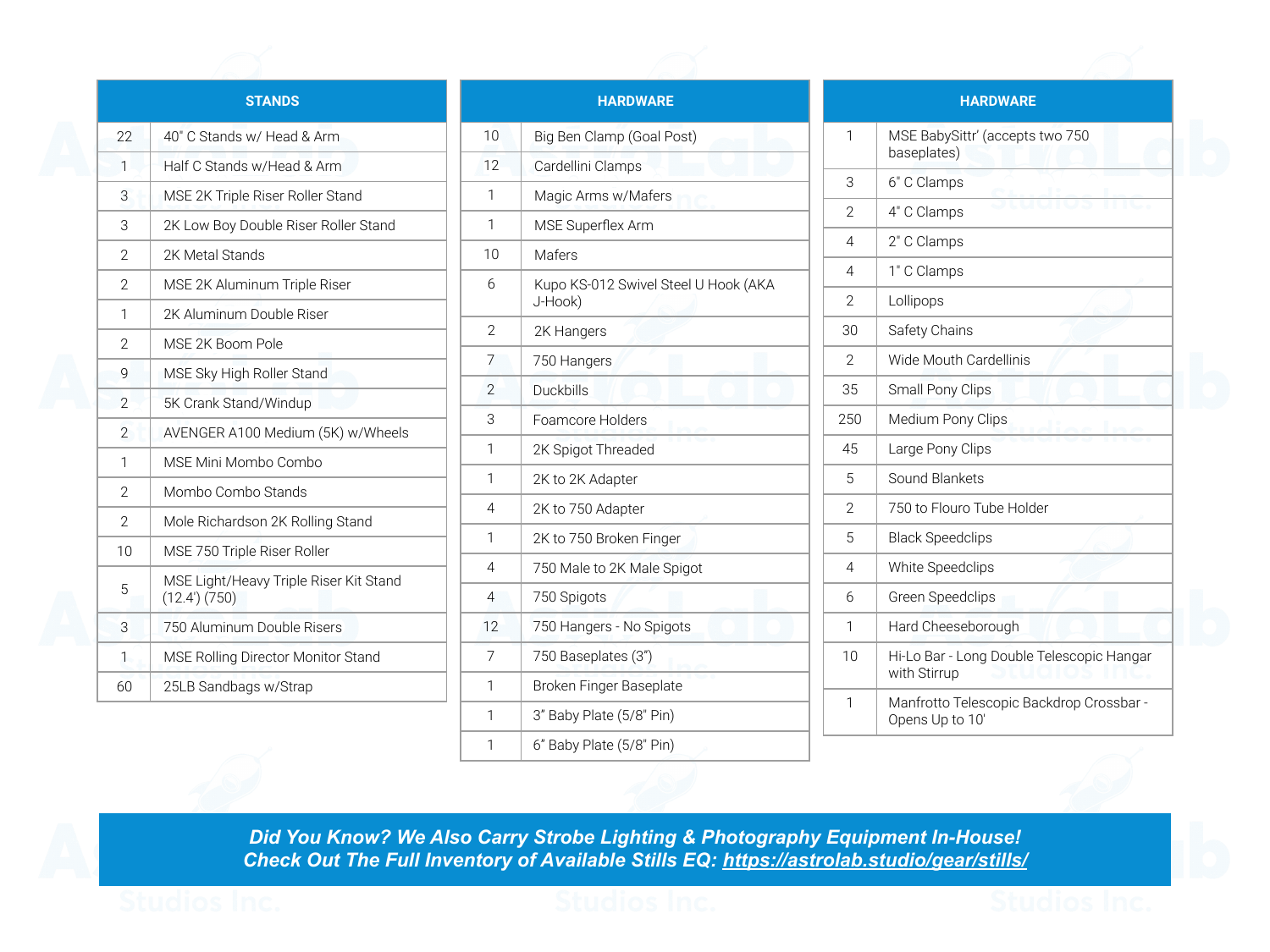| STANDS | |
|---|---|
| 22 | 40" C Stands w/ Head & Arm |
| 1 | Half C Stands w/Head & Arm |
| 3 | MSE 2K Triple Riser Roller Stand |
| 3 | 2K Low Boy Double Riser Roller Stand |
| 2 | 2K Metal Stands |
| 2 | MSE 2K Aluminum Triple Riser |
| 1 | 2K Aluminum Double Riser |
| 2 | MSE 2K Boom Pole |
| 9 | MSE Sky High Roller Stand |
| 2 | 5K Crank Stand/Windup |
| 2 | AVENGER A100 Medium (5K) w/Wheels |
| 1 | MSE Mini Mombo Combo |
| 2 | Mombo Combo Stands |
| 2 | Mole Richardson 2K Rolling Stand |
| 10 | MSE 750 Triple Riser Roller |
| 5 | MSE Light/Heavy Triple Riser Kit Stand (12.4') (750) |
| 3 | 750 Aluminum Double Risers |
| 1 | MSE Rolling Director Monitor Stand |
| 60 | 25LB Sandbags w/Strap |

| HARDWARE | |
|---|---|
| 10 | Big Ben Clamp (Goal Post) |
| 12 | Cardellini Clamps |
| 1 | Magic Arms w/Mafers |
| 1 | MSE Superflex Arm |
| 10 | Mafers |
| 6 | Kupo KS-012 Swivel Steel U Hook (AKA J-Hook) |
| 2 | 2K Hangers |
| 7 | 750 Hangers |
| 2 | Duckbills |
| 3 | Foamcore Holders |
| 1 | 2K Spigot Threaded |
| 1 | 2K to 2K Adapter |
| 4 | 2K to 750 Adapter |
| 1 | 2K to 750 Broken Finger |
| 4 | 750 Male to 2K Male Spigot |
| 4 | 750 Spigots |
| 12 | 750 Hangers - No Spigots |
| 7 | 750 Baseplates (3") |
| 1 | Broken Finger Baseplate |
| 1 | 3" Baby Plate (5/8" Pin) |
| 1 | 6" Baby Plate (5/8" Pin) |

| HARDWARE | |
|---|---|
| 1 | MSE BabySittr' (accepts two 750 baseplates) |
| 3 | 6" C Clamps |
| 2 | 4" C Clamps |
| 4 | 2" C Clamps |
| 4 | 1" C Clamps |
| 2 | Lollipops |
| 30 | Safety Chains |
| 2 | Wide Mouth Cardellinis |
| 35 | Small Pony Clips |
| 250 | Medium Pony Clips |
| 45 | Large Pony Clips |
| 5 | Sound Blankets |
| 2 | 750 to Flouro Tube Holder |
| 5 | Black Speedclips |
| 4 | White Speedclips |
| 6 | Green Speedclips |
| 1 | Hard Cheeseborough |
| 10 | Hi-Lo Bar - Long Double Telescopic Hangar with Stirrup |
| 1 | Manfrotto Telescopic Backdrop Crossbar - Opens Up to 10' |

***Did You Know? We Also Carry Strobe Lighting & Photography Equipment In-House!***
***Check Out The Full Inventory of Available Stills EQ: https://astrolab.studio/gear/stills/***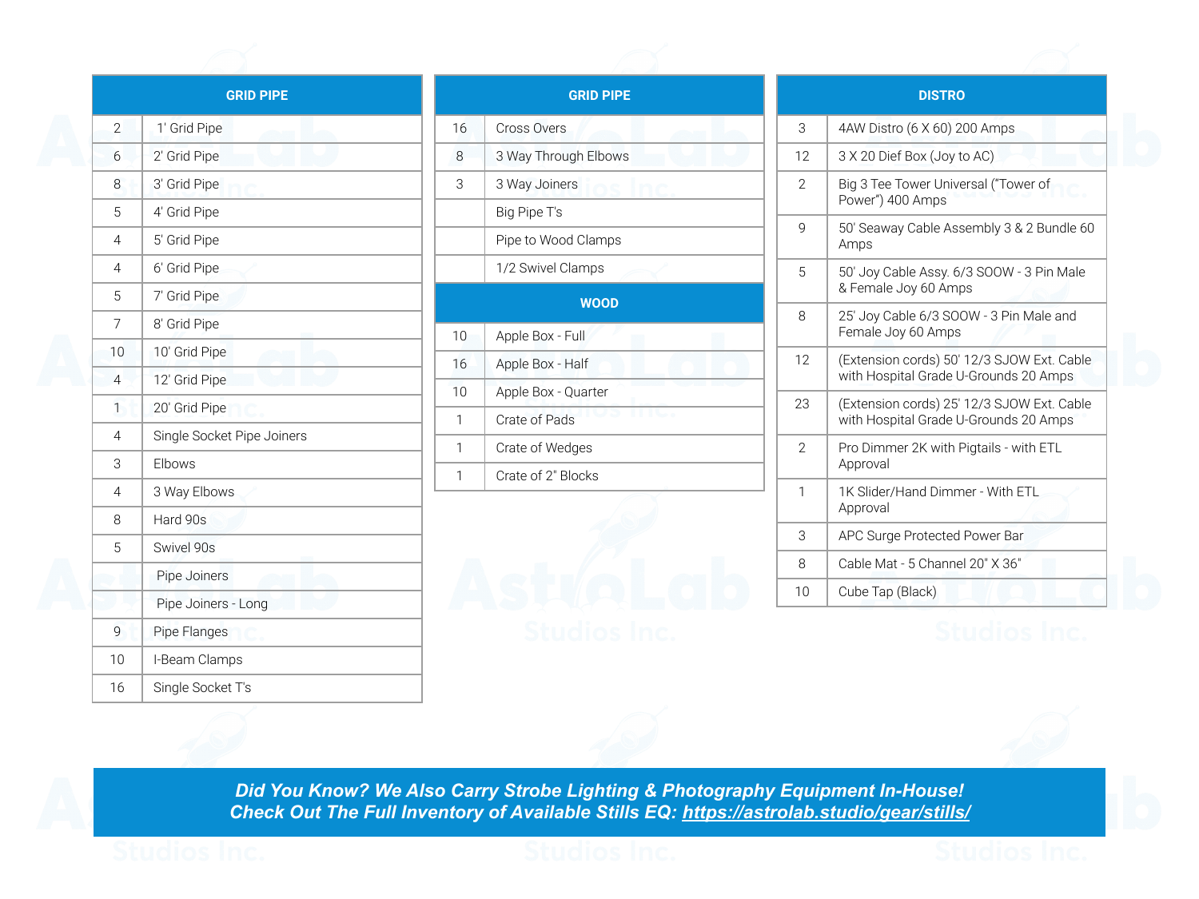| GRID PIPE | |
|---|---|
| 2 | 1' Grid Pipe |
| 6 | 2' Grid Pipe |
| 8 | 3' Grid Pipe |
| 5 | 4' Grid Pipe |
| 4 | 5' Grid Pipe |
| 4 | 6' Grid Pipe |
| 5 | 7' Grid Pipe |
| 7 | 8' Grid Pipe |
| 10 | 10' Grid Pipe |
| 4 | 12' Grid Pipe |
| 1 | 20' Grid Pipe |
| 4 | Single Socket Pipe Joiners |
| 3 | Elbows |
| 4 | 3 Way Elbows |
| 8 | Hard 90s |
| 5 | Swivel 90s |
| | Pipe Joiners |
| | Pipe Joiners - Long |
| 9 | Pipe Flanges |
| 10 | I-Beam Clamps |
| 16 | Single Socket T's |

| GRID PIPE | |
|---|---|
| 16 | Cross Overs |
| 8 | 3 Way Through Elbows |
| 3 | 3 Way Joiners |
| | Big Pipe T's |
| | Pipe to Wood Clamps |
| | 1/2 Swivel Clamps |

| WOOD | |
|---|---|
| 10 | Apple Box - Full |
| 16 | Apple Box - Half |
| 10 | Apple Box - Quarter |
| 1 | Crate of Pads |
| 1 | Crate of Wedges |
| 1 | Crate of 2" Blocks |

| DISTRO | |
|---|---|
| 3 | 4AW Distro (6 X 60) 200 Amps |
| 12 | 3 X 20 Dief Box (Joy to AC) |
| 2 | Big 3 Tee Tower Universal ("Tower of Power") 400 Amps |
| 9 | 50' Seaway Cable Assembly 3 & 2 Bundle 60 Amps |
| 5 | 50' Joy Cable Assy. 6/3 SOOW - 3 Pin Male & Female Joy 60 Amps |
| 8 | 25' Joy Cable 6/3 SOOW - 3 Pin Male and Female Joy 60 Amps |
| 12 | (Extension cords) 50' 12/3 SJOW Ext. Cable with Hospital Grade U-Grounds 20 Amps |
| 23 | (Extension cords) 25' 12/3 SJOW Ext. Cable with Hospital Grade U-Grounds 20 Amps |
| 2 | Pro Dimmer 2K with Pigtails - with ETL Approval |
| 1 | 1K Slider/Hand Dimmer - With ETL Approval |
| 3 | APC Surge Protected Power Bar |
| 8 | Cable Mat - 5 Channel 20" X 36" |
| 10 | Cube Tap (Black) |

***Did You Know? We Also Carry Strobe Lighting & Photography Equipment In-House!***
***Check Out The Full Inventory of Available Stills EQ: https://astrolab.studio/gear/stills/***